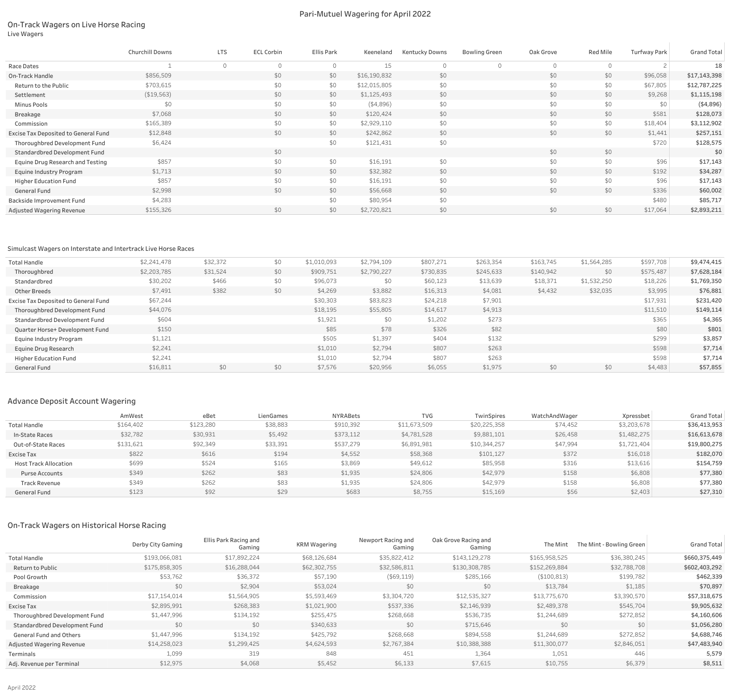# Pari-Mutuel Wagering for April 2022

## On-Track Wagers on Live Horse Racing

Live Wagers

| | Churchill Downs | LTS | ECL Corbin | Ellis Park | Keeneland | Kentucky Downs | Bowling Green | Oak Grove | Red Mile | Turfway Park | Grand Total |
|---|---|---|---|---|---|---|---|---|---|---|---|
| Race Dates | 1 | 0 | 0 | 0 | 15 | 0 | 0 | 0 | 0 | 2 | 18 |
| On-Track Handle | $856,509 | | $0 | $0 | $16,190,832 | $0 | | $0 | $0 | $96,058 | $17,143,398 |
| Return to the Public | $703,615 | | $0 | $0 | $12,015,805 | $0 | | $0 | $0 | $67,805 | $12,787,225 |
| Settlement | ($19,563) | | $0 | $0 | $1,125,493 | $0 | | $0 | $0 | $9,268 | $1,115,198 |
| Minus Pools | $0 | | $0 | $0 | ($4,896) | $0 | | $0 | $0 | $0 | ($4,896) |
| Breakage | $7,068 | | $0 | $0 | $120,424 | $0 | | $0 | $0 | $581 | $128,073 |
| Commission | $165,389 | | $0 | $0 | $2,929,110 | $0 | | $0 | $0 | $18,404 | $3,112,902 |
| Excise Tax Deposited to General Fund | $12,848 | | $0 | $0 | $242,862 | $0 | | $0 | $0 | $1,441 | $257,151 |
| Thoroughbred Development Fund | $6,424 | | | $0 | $121,431 | $0 | | | | $720 | $128,575 |
| Standardbred Development Fund | | | $0 | | | | | $0 | $0 | | $0 |
| Equine Drug Research and Testing | $857 | | $0 | $0 | $16,191 | $0 | | $0 | $0 | $96 | $17,143 |
| Equine Industry Program | $1,713 | | $0 | $0 | $32,382 | $0 | | $0 | $0 | $192 | $34,287 |
| Higher Education Fund | $857 | | $0 | $0 | $16,191 | $0 | | $0 | $0 | $96 | $17,143 |
| General Fund | $2,998 | | $0 | $0 | $56,668 | $0 | | $0 | $0 | $336 | $60,002 |
| Backside Improvement Fund | $4,283 | | | $0 | $80,954 | $0 | | | | $480 | $85,717 |
| Adjusted Wagering Revenue | $155,326 | | $0 | $0 | $2,720,821 | $0 | | $0 | $0 | $17,064 | $2,893,211 |

## Simulcast Wagers on Interstate and Intertrack Live Horse Races

| | Churchill Downs | LTS | ECL Corbin | Ellis Park | Keeneland | Kentucky Downs | Bowling Green | Oak Grove | Red Mile | Turfway Park | Grand Total |
|---|---|---|---|---|---|---|---|---|---|---|---|
| Total Handle | $2,241,478 | $32,372 | $0 | $1,010,093 | $2,794,109 | $807,271 | $263,354 | $163,745 | $1,564,285 | $597,708 | $9,474,415 |
| Thoroughbred | $2,203,785 | $31,524 | $0 | $909,751 | $2,790,227 | $730,835 | $245,633 | $140,942 | $0 | $575,487 | $7,628,184 |
| Standardbred | $30,202 | $466 | $0 | $96,073 | $0 | $60,123 | $13,639 | $18,371 | $1,532,250 | $18,226 | $1,769,350 |
| Other Breeds | $7,491 | $382 | $0 | $4,269 | $3,882 | $16,313 | $4,081 | $4,432 | $32,035 | $3,995 | $76,881 |
| Excise Tax Deposited to General Fund | $67,244 | | | $30,303 | $83,823 | $24,218 | $7,901 | | | $17,931 | $231,420 |
| Thoroughbred Development Fund | $44,076 | | | $18,195 | $55,805 | $14,617 | $4,913 | | | $11,510 | $149,114 |
| Standardbred Development Fund | $604 | | | $1,921 | $0 | $1,202 | $273 | | | $365 | $4,365 |
| Quarter Horse+ Development Fund | $150 | | | $85 | $78 | $326 | $82 | | | $80 | $801 |
| Equine Industry Program | $1,121 | | | $505 | $1,397 | $404 | $132 | | | $299 | $3,857 |
| Equine Drug Research | $2,241 | | | $1,010 | $2,794 | $807 | $263 | | | $598 | $7,714 |
| Higher Education Fund | $2,241 | | | $1,010 | $2,794 | $807 | $263 | | | $598 | $7,714 |
| General Fund | $16,811 | $0 | $0 | $7,576 | $20,956 | $6,055 | $1,975 | $0 | $0 | $4,483 | $57,855 |

## Advance Deposit Account Wagering

| | AmWest | eBet | LienGames | NYRABets | TVG | TwinSpires | WatchAndWager | Xpressbet | Grand Total |
|---|---|---|---|---|---|---|---|---|---|
| Total Handle | $164,402 | $123,280 | $38,883 | $910,392 | $11,673,509 | $20,225,358 | $74,452 | $3,203,678 | $36,413,953 |
| In-State Races | $32,782 | $30,931 | $5,492 | $373,112 | $4,781,528 | $9,881,101 | $26,458 | $1,482,275 | $16,613,678 |
| Out-of-State Races | $131,621 | $92,349 | $33,391 | $537,279 | $6,891,981 | $10,344,257 | $47,994 | $1,721,404 | $19,800,275 |
| Excise Tax | $822 | $616 | $194 | $4,552 | $58,368 | $101,127 | $372 | $16,018 | $182,070 |
| Host Track Allocation | $699 | $524 | $165 | $3,869 | $49,612 | $85,958 | $316 | $13,616 | $154,759 |
| Purse Accounts | $349 | $262 | $83 | $1,935 | $24,806 | $42,979 | $158 | $6,808 | $77,380 |
| Track Revenue | $349 | $262 | $83 | $1,935 | $24,806 | $42,979 | $158 | $6,808 | $77,380 |
| General Fund | $123 | $92 | $29 | $683 | $8,755 | $15,169 | $56 | $2,403 | $27,310 |

## On-Track Wagers on Historical Horse Racing

| | Derby City Gaming | Ellis Park Racing and Gaming | KRM Wagering | Newport Racing and Gaming | Oak Grove Racing and Gaming | The Mint | The Mint - Bowling Green | Grand Total |
|---|---|---|---|---|---|---|---|---|
| Total Handle | $193,066,081 | $17,892,224 | $68,126,684 | $35,822,412 | $143,129,278 | $165,958,525 | $36,380,245 | $660,375,449 |
| Return to Public | $175,858,305 | $16,288,044 | $62,302,755 | $32,586,811 | $130,308,785 | $152,269,884 | $32,788,708 | $602,403,292 |
| Pool Growth | $53,762 | $36,372 | $57,190 | ($69,119) | $285,166 | ($100,813) | $199,782 | $462,339 |
| Breakage | $0 | $2,904 | $53,024 | $0 | $0 | $13,784 | $1,185 | $70,897 |
| Commission | $17,154,014 | $1,564,905 | $5,593,469 | $3,304,720 | $12,535,327 | $13,775,670 | $3,390,570 | $57,318,675 |
| Excise Tax | $2,895,991 | $268,383 | $1,021,900 | $537,336 | $2,146,939 | $2,489,378 | $545,704 | $9,905,632 |
| Thoroughbred Development Fund | $1,447,996 | $134,192 | $255,475 | $268,668 | $536,735 | $1,244,689 | $272,852 | $4,160,606 |
| Standardbred Development Fund | $0 | $0 | $340,633 | $0 | $715,646 | $0 | $0 | $1,056,280 |
| General Fund and Others | $1,447,996 | $134,192 | $425,792 | $268,668 | $894,558 | $1,244,689 | $272,852 | $4,688,746 |
| Adjusted Wagering Revenue | $14,258,023 | $1,299,425 | $4,624,593 | $2,767,384 | $10,388,388 | $11,300,077 | $2,846,051 | $47,483,940 |
| Terminals | 1,099 | 319 | 848 | 451 | 1,364 | 1,051 | 446 | 5,579 |
| Adj. Revenue per Terminal | $12,975 | $4,068 | $5,452 | $6,133 | $7,615 | $10,755 | $6,379 | $8,511 |

April 2022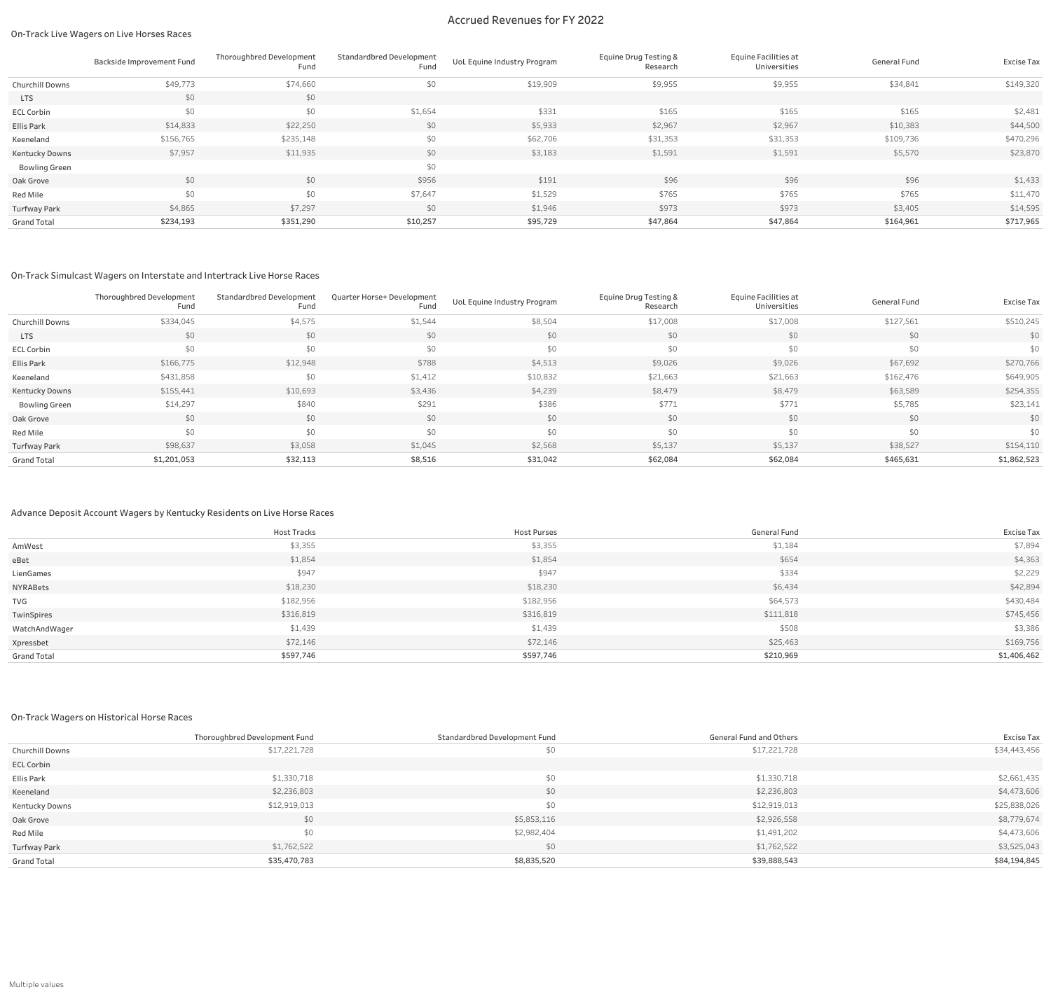# Accrued Revenues for FY 2022

## On-Track Live Wagers on Live Horses Races

| | Backside Improvement Fund | Thoroughbred Development Fund | Standardbred Development Fund | UoL Equine Industry Program | Equine Drug Testing & Research | Equine Facilities at Universities | General Fund | Excise Tax |
|---|---|---|---|---|---|---|---|---|
| Churchill Downs | $49,773 | $74,660 | $0 | $19,909 | $9,955 | $9,955 | $34,841 | $149,320 |
| LTS | $0 | $0 | | | | | | |
| ECL Corbin | $0 | $0 | $1,654 | $331 | $165 | $165 | $165 | $2,481 |
| Ellis Park | $14,833 | $22,250 | $0 | $5,933 | $2,967 | $2,967 | $10,383 | $44,500 |
| Keeneland | $156,765 | $235,148 | $0 | $62,706 | $31,353 | $31,353 | $109,736 | $470,296 |
| Kentucky Downs | $7,957 | $11,935 | $0 | $3,183 | $1,591 | $1,591 | $5,570 | $23,870 |
| Bowling Green | | | $0 | | | | | |
| Oak Grove | $0 | $0 | $956 | $191 | $96 | $96 | $96 | $1,433 |
| Red Mile | $0 | $0 | $7,647 | $1,529 | $765 | $765 | $765 | $11,470 |
| Turfway Park | $4,865 | $7,297 | $0 | $1,946 | $973 | $973 | $3,405 | $14,595 |
| **Grand Total** | **$234,193** | **$351,290** | **$10,257** | **$95,729** | **$47,864** | **$47,864** | **$164,961** | **$717,965** |

## On-Track Simulcast Wagers on Interstate and Intertrack Live Horse Races

| | Thoroughbred Development Fund | Standardbred Development Fund | Quarter Horse+ Development Fund | UoL Equine Industry Program | Equine Drug Testing & Research | Equine Facilities at Universities | General Fund | Excise Tax |
|---|---|---|---|---|---|---|---|---|
| Churchill Downs | $334,045 | $4,575 | $1,544 | $8,504 | $17,008 | $17,008 | $127,561 | $510,245 |
| LTS | $0 | $0 | $0 | $0 | $0 | $0 | $0 | $0 |
| ECL Corbin | $0 | $0 | $0 | $0 | $0 | $0 | $0 | $0 |
| Ellis Park | $166,775 | $12,948 | $788 | $4,513 | $9,026 | $9,026 | $67,692 | $270,766 |
| Keeneland | $431,858 | $0 | $1,412 | $10,832 | $21,663 | $21,663 | $162,476 | $649,905 |
| Kentucky Downs | $155,441 | $10,693 | $3,436 | $4,239 | $8,479 | $8,479 | $63,589 | $254,355 |
| Bowling Green | $14,297 | $840 | $291 | $386 | $771 | $771 | $5,785 | $23,141 |
| Oak Grove | $0 | $0 | $0 | $0 | $0 | $0 | $0 | $0 |
| Red Mile | $0 | $0 | $0 | $0 | $0 | $0 | $0 | $0 |
| Turfway Park | $98,637 | $3,058 | $1,045 | $2,568 | $5,137 | $5,137 | $38,527 | $154,110 |
| **Grand Total** | **$1,201,053** | **$32,113** | **$8,516** | **$31,042** | **$62,084** | **$62,084** | **$465,631** | **$1,862,523** |

## Advance Deposit Account Wagers by Kentucky Residents on Live Horse Races

| | Host Tracks | Host Purses | General Fund | Excise Tax |
|---|---|---|---|---|
| AmWest | $3,355 | $3,355 | $1,184 | $7,894 |
| eBet | $1,854 | $1,854 | $654 | $4,363 |
| LienGames | $947 | $947 | $334 | $2,229 |
| NYRABets | $18,230 | $18,230 | $6,434 | $42,894 |
| TVG | $182,956 | $182,956 | $64,573 | $430,484 |
| TwinSpires | $316,819 | $316,819 | $111,818 | $745,456 |
| WatchAndWager | $1,439 | $1,439 | $508 | $3,386 |
| Xpressbet | $72,146 | $72,146 | $25,463 | $169,756 |
| **Grand Total** | **$597,746** | **$597,746** | **$210,969** | **$1,406,462** |

## On-Track Wagers on Historical Horse Races

| | Thoroughbred Development Fund | Standardbred Development Fund | General Fund and Others | Excise Tax |
|---|---|---|---|---|
| Churchill Downs | $17,221,728 | $0 | $17,221,728 | $34,443,456 |
| ECL Corbin | | | | |
| Ellis Park | $1,330,718 | $0 | $1,330,718 | $2,661,435 |
| Keeneland | $2,236,803 | $0 | $2,236,803 | $4,473,606 |
| Kentucky Downs | $12,919,013 | $0 | $12,919,013 | $25,838,026 |
| Oak Grove | $0 | $5,853,116 | $2,926,558 | $8,779,674 |
| Red Mile | $0 | $2,982,404 | $1,491,202 | $4,473,606 |
| Turfway Park | $1,762,522 | $0 | $1,762,522 | $3,525,043 |
| **Grand Total** | **$35,470,783** | **$8,835,520** | **$39,888,543** | **$84,194,845** |

Multiple values